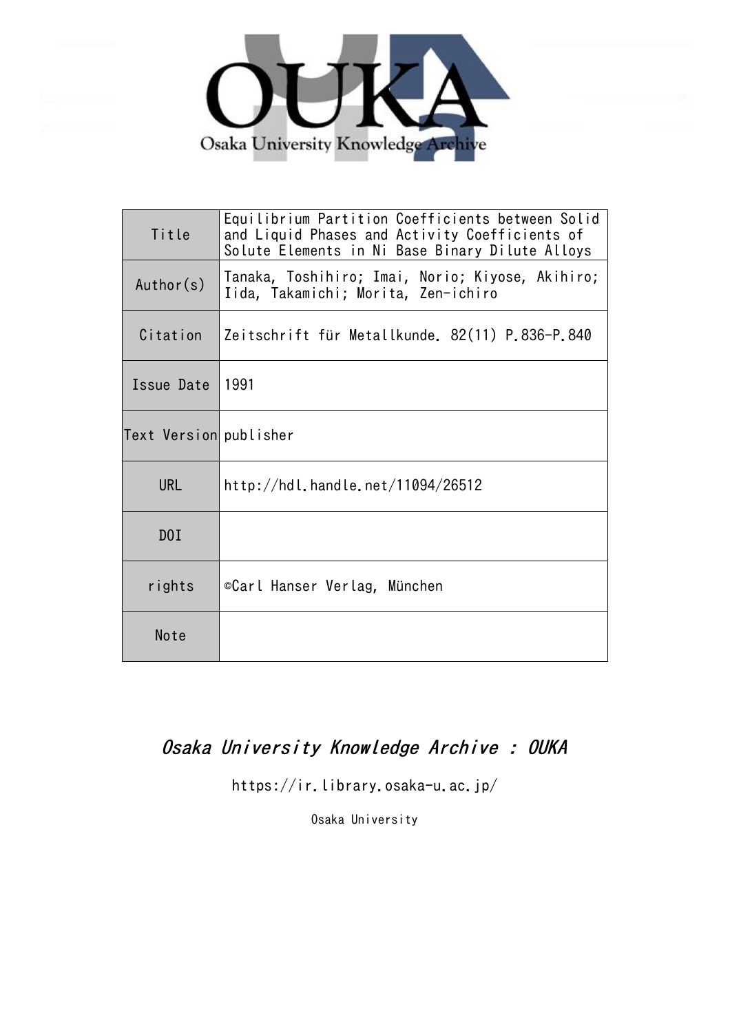Osaka University Knowledge Archive

| Title | Equilibrium Partition Coefficients between Solid and Liquid Phases and Activity Coefficients of Solute Elements in Ni Base Binary Dilute Alloys |
|---|---|
| Author(s) | Tanaka, Toshihiro; Imai, Norio; Kiyose, Akihiro; Iida, Takamichi; Morita, Zen-ichiro |
| Citation | Zeitschrift für Metallkunde. 82(11) P.836-P.840 |
| Issue Date | 1991 |
| Text Version | publisher |
| URL | http://hdl.handle.net/11094/26512 |
| DOI | |
| rights | ©Carl Hanser Verlag, München |
| Note | |

*Osaka University Knowledge Archive : OUKA*

https://ir.library.osaka-u.ac.jp/

Osaka University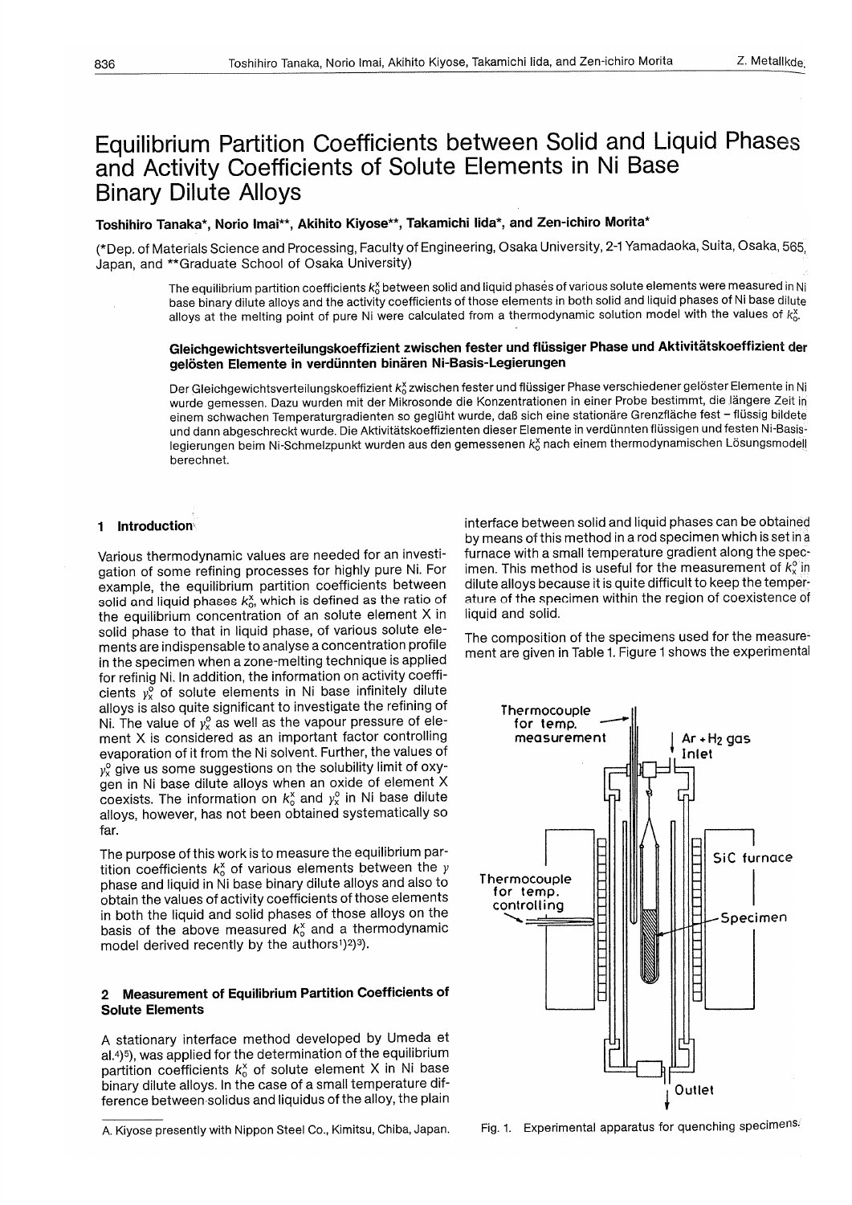# Equilibrium Partition Coefficients between Solid and Liquid Phases and Activity Coefficients of Solute Elements in Ni Base Binary Dilute Alloys

**Toshihiro Tanaka\*, Norio Imai\*\*, Akihito Kiyose\*\*, Takamichi Iida\*, and Zen-ichiro Morita\***

(\*Dep. of Materials Science and Processing, Faculty of Engineering, Osaka University, 2-1 Yamadaoka, Suita, Osaka, 565, Japan, and \*\*Graduate School of Osaka University)

The equilibrium partition coefficients $k_0^X$ between solid and liquid phases of various solute elements were measured in Ni base binary dilute alloys and the activity coefficients of those elements in both solid and liquid phases of Ni base dilute alloys at the melting point of pure Ni were calculated from a thermodynamic solution model with the values of $k_0^X$.

**Gleichgewichtsverteilungskoeffizient zwischen fester und flüssiger Phase und Aktivitätskoeffizient der gelösten Elemente in verdünnten binären Ni-Basis-Legierungen**

Der Gleichgewichtsverteilungskoeffizient $k_0^X$ zwischen fester und flüssiger Phase verschiedener gelöster Elemente in Ni wurde gemessen. Dazu wurden mit der Mikrosonde die Konzentrationen in einer Probe bestimmt, die längere Zeit in einem schwachen Temperaturgradienten so geglüht wurde, daß sich eine stationäre Grenzfläche fest – flüssig bildete und dann abgeschreckt wurde. Die Aktivitätskoeffizienten dieser Elemente in verdünnten flüssigen und festen Ni-Basis-legierungen beim Ni-Schmelzpunkt wurden aus den gemessenen $k_0^X$ nach einem thermodynamischen Lösungsmodell berechnet.

## 1 Introduction

Various thermodynamic values are needed for an investigation of some refining processes for highly pure Ni. For example, the equilibrium partition coefficients between solid and liquid phases $k_0^X$, which is defined as the ratio of the equilibrium concentration of an solute element X in solid phase to that in liquid phase, of various solute elements are indispensable to analyse a concentration profile in the specimen when a zone-melting technique is applied for refinig Ni. In addition, the information on activity coefficients $\gamma_X^0$ of solute elements in Ni base infinitely dilute alloys is also quite significant to investigate the refining of Ni. The value of $\gamma_X^0$ as well as the vapour pressure of element X is considered as an important factor controlling evaporation of it from the Ni solvent. Further, the values of $\gamma_X^0$ give us some suggestions on the solubility limit of oxygen in Ni base dilute alloys when an oxide of element X coexists. The information on $k_0^X$ and $\gamma_X^0$ in Ni base dilute alloys, however, has not been obtained systematically so far.

The purpose of this work is to measure the equilibrium partition coefficients $k_0^X$ of various elements between the $\gamma$ phase and liquid in Ni base binary dilute alloys and also to obtain the values of activity coefficients of those elements in both the liquid and solid phases of those alloys on the basis of the above measured $k_0^X$ and a thermodynamic model derived recently by the authors[1][2][3].

## 2 Measurement of Equilibrium Partition Coefficients of Solute Elements

A stationary interface method developed by Umeda et al.[4][5], was applied for the determination of the equilibrium partition coefficients $k_0^X$ of solute element X in Ni base binary dilute alloys. In the case of a small temperature difference between solidus and liquidus of the alloy, the plain interface between solid and liquid phases can be obtained by means of this method in a rod specimen which is set in a furnace with a small temperature gradient along the specimen. This method is useful for the measurement of $k_0^X$ in dilute alloys because it is quite difficult to keep the temperature of the specimen within the region of coexistence of liquid and solid.

The composition of the specimens used for the measurement are given in Table 1. Figure 1 shows the experimental

Thermocouple for temp. measurement

Ar + $H_2$ gas Inlet

SiC furnace

Thermocouple for temp. controlling

Specimen

Outlet

Fig. 1. Experimental apparatus for quenching specimens.

A. Kiyose presently with Nippon Steel Co., Kimitsu, Chiba, Japan.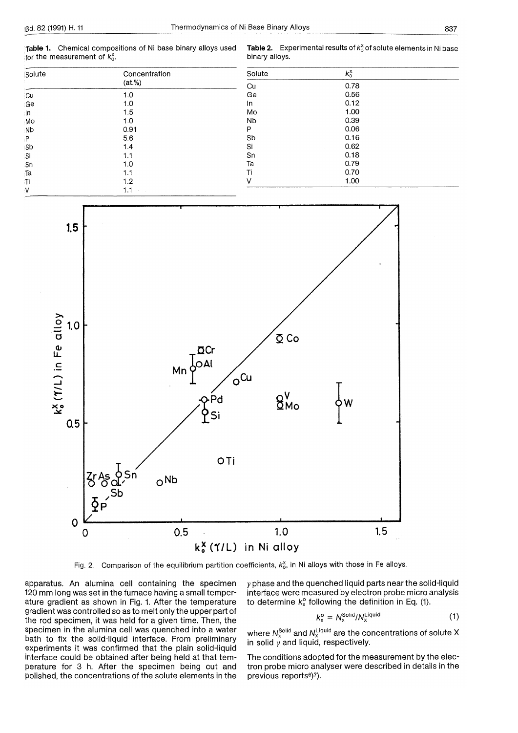**Table 1.** Chemical compositions of Ni base binary alloys used for the measurement of $k_0^x$.

| Solute | Concentration (at.%) |
|---|---|
| Cu | 1.0 |
| Ge | 1.0 |
| In | 1.5 |
| Mo | 1.0 |
| Nb | 0.91 |
| P | 5.6 |
| Sb | 1.4 |
| Si | 1.1 |
| Sn | 1.0 |
| Ta | 1.1 |
| Ti | 1.2 |
| V | 1.1 |

**Table 2.** Experimental results of $k_0^x$ of solute elements in Ni base binary alloys.

| Solute | $k_0^x$ |
|---|---|
| Cu | 0.78 |
| Ge | 0.56 |
| In | 0.12 |
| Mo | 1.00 |
| Nb | 0.39 |
| P | 0.06 |
| Sb | 0.16 |
| Si | 0.62 |
| Sn | 0.18 |
| Ta | 0.79 |
| Ti | 0.70 |
| V | 1.00 |

Fig. 2. Comparison of the equilibrium partition coefficients, $k_0^x$, in Ni alloys with those in Fe alloys.

apparatus. An alumina cell containing the specimen 120 mm long was set in the furnace having a small temperature gradient as shown in Fig. 1. After the temperature gradient was controlled so as to melt only the upper part of the rod specimen, it was held for a given time. Then, the specimen in the alumina cell was quenched into a water bath to fix the solid-liquid interface. From preliminary experiments it was confirmed that the plain solid-liquid interface could be obtained after being held at that temperature for 3 h. After the specimen being cut and polished, the concentrations of the solute elements in the $\gamma$ phase and the quenched liquid parts near the solid-liquid interface were measured by electron probe micro analysis to determine $k_x^0$ following the definition in Eq. (1).

$$k_x^0 = N_x^{\mathrm{Solid}}/N_x^{\mathrm{Liquid}} \tag{1}$$

where $N_x^{\mathrm{Solid}}$ and $N_x^{\mathrm{Liquid}}$ are the concentrations of solute X in solid $\gamma$ and liquid, respectively.

The conditions adopted for the measurement by the electron probe micro analyser were described in details in the previous reports[6)7)].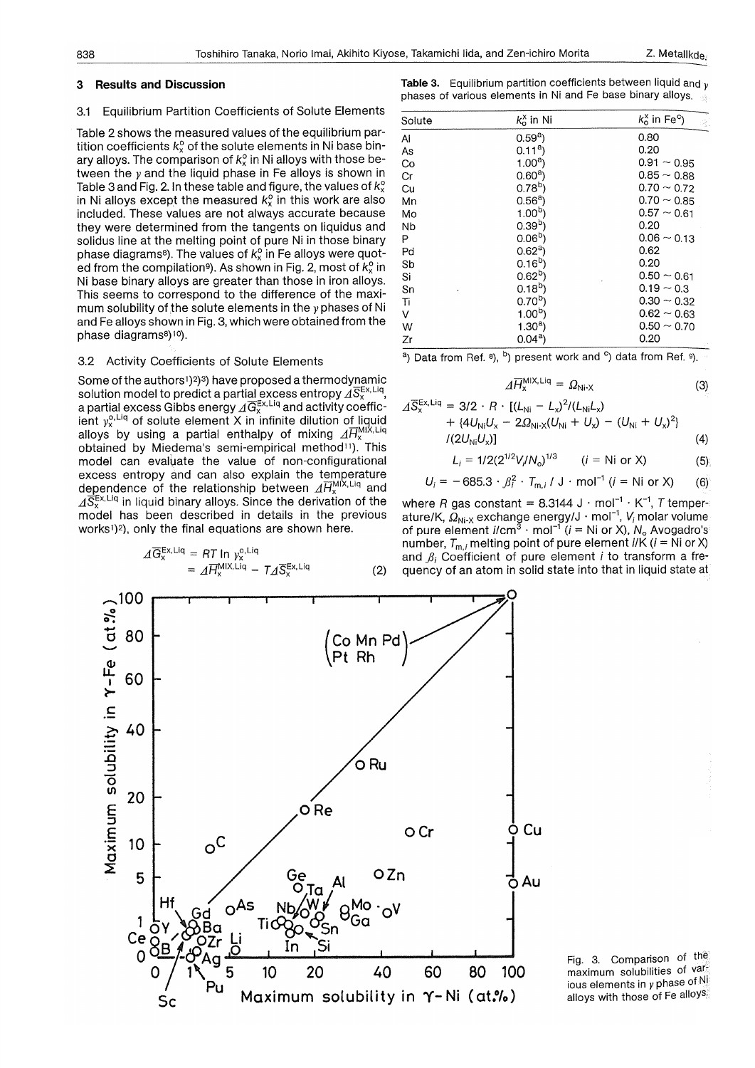## 3 Results and Discussion

### 3.1 Equilibrium Partition Coefficients of Solute Elements

Table 2 shows the measured values of the equilibrium partition coefficients $k_x^o$ of the solute elements in Ni base binary alloys. The comparison of $k_x^o$ in Ni alloys with those between the $\gamma$ and the liquid phase in Fe alloys is shown in Table 3 and Fig. 2. In these table and figure, the values of $k_x^o$ in Ni alloys except the measured $k_x^o$ in this work are also included. These values are not always accurate because they were determined from the tangents on liquidus and solidus line at the melting point of pure Ni in those binary phase diagrams[8]. The values of $k_x^o$ in Fe alloys were quoted from the compilation[9]. As shown in Fig. 2, most of $k_x^o$ in Ni base binary alloys are greater than those in iron alloys. This seems to correspond to the difference of the maximum solubility of the solute elements in the $\gamma$ phases of Ni and Fe alloys shown in Fig. 3, which were obtained from the phase diagrams[8,10].

### 3.2 Activity Coefficients of Solute Elements

Some of the authors[1,2,3] have proposed a thermodynamic solution model to predict a partial excess entropy $\Delta\overline{S}_x^{Ex,Liq}$, a partial excess Gibbs energy $\Delta\overline{G}_x^{Ex,Liq}$ and activity coefficient $\gamma_x^{o,Liq}$ of solute element X in infinite dilution of liquid alloys by using a partial enthalpy of mixing $\Delta\overline{H}_x^{MIX,Liq}$ obtained by Miedema's semi-empirical method[11]. This model can evaluate the value of non-configurational excess entropy and can also explain the temperature dependence of the relationship between $\Delta\overline{H}_x^{MIX,Liq}$ and $\Delta\overline{S}_x^{Ex,Liq}$ in liquid binary alloys. Since the derivation of the model has been described in details in the previous works[1,2], only the final equations are shown here.

$$\Delta\overline{G}_x^{Ex,Liq} = RT \ln \gamma_x^{o,Liq} = \Delta\overline{H}_x^{MIX,Liq} - T\Delta\overline{S}_x^{Ex,Liq} \tag{2}$$

**Table 3.** Equilibrium partition coefficients between liquid and $\gamma$ phases of various elements in Ni and Fe base binary alloys.

| Solute | $k_0^x$ in Ni | $k_0^x$ in Fe[c] |
|---|---|---|
| Al | 0.59[a] | 0.80 |
| As | 0.11[a] | 0.20 |
| Co | 1.00[a] | 0.91 ~ 0.95 |
| Cr | 0.60[a] | 0.85 ~ 0.88 |
| Cu | 0.78[b] | 0.70 ~ 0.72 |
| Mn | 0.56[a] | 0.70 ~ 0.85 |
| Mo | 1.00[b] | 0.57 ~ 0.61 |
| Nb | 0.39[b] | 0.20 |
| P | 0.06[b] | 0.06 ~ 0.13 |
| Pd | 0.62[a] | 0.62 |
| Sb | 0.16[b] | 0.20 |
| Si | 0.62[b] | 0.50 ~ 0.61 |
| Sn | 0.18[b] | 0.19 ~ 0.3 |
| Ti | 0.70[b] | 0.30 ~ 0.32 |
| V | 1.00[b] | 0.62 ~ 0.63 |
| W | 1.30[a] | 0.50 ~ 0.70 |
| Zr | 0.04[a] | 0.20 |

[a] Data from Ref. [8], [b] present work and [c] data from Ref. [9].

$$\Delta\overline{H}_x^{MIX,Liq} = \Omega_{Ni\text{-}X} \tag{3}$$

$$\Delta\overline{S}_x^{Ex,Liq} = 3/2 \cdot R \cdot [(L_{Ni} - L_x)^2/(L_{Ni}L_x) + \{4U_{Ni}U_x - 2\Omega_{Ni\text{-}X}(U_{Ni} + U_x) - (U_{Ni} + U_x)^2\}/(2U_{Ni}U_x)] \tag{4}$$

$$L_i = 1/2(2^{1/2}V_i/N_o)^{1/3} \quad (i = \text{Ni or X}) \tag{5}$$

$$U_i = -685.3 \cdot \beta_i^2 \cdot T_{m,i} / \text{J} \cdot \text{mol}^{-1} \; (i = \text{Ni or X}) \tag{6}$$

where $R$ gas constant = 8.3144 J · mol$^{-1}$ · K$^{-1}$, $T$ temperature/K, $\Omega_{Ni\text{-}X}$ exchange energy/J · mol$^{-1}$, $V_i$ molar volume of pure element $i$/cm$^3$ · mol$^{-1}$ ($i$ = Ni or X), $N_o$ Avogadro's number, $T_{m,i}$ melting point of pure element $i$/K ($i$ = Ni or X) and $\beta_i$ Coefficient of pure element $i$ to transform a frequency of an atom in solid state into that in liquid state at

Fig. 3. Comparison of the maximum solubilities of various elements in $\gamma$ phase of Ni alloys with those of Fe alloys.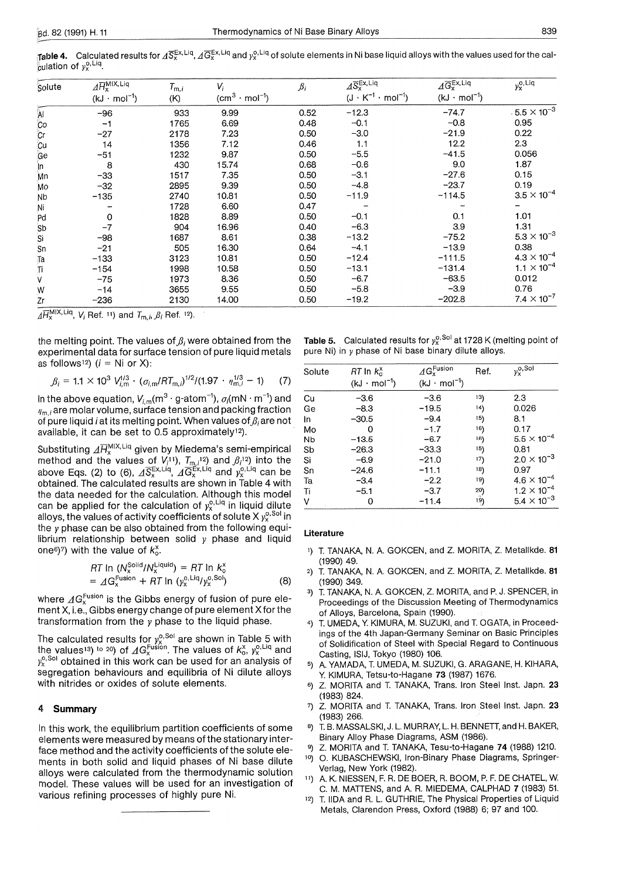**Table 4.** Calculated results for $\Delta\bar{S}_X^{Ex,Liq}$, $\Delta\bar{G}_X^{Ex,Liq}$ and $\gamma_X^{o,Liq}$ of solute elements in Ni base liquid alloys with the values used for the calculation of $\gamma_X^{o,Liq}$.

| Solute | $\Delta\bar{H}_X^{MIX,Liq}$ (kJ · mol$^{-1}$) | $T_{m,i}$ (K) | $V_i$ (cm$^3$ · mol$^{-1}$) | $\beta_i$ | $\Delta\bar{S}_X^{Ex,Liq}$ (J · K$^{-1}$ · mol$^{-1}$) | $\Delta\bar{G}_X^{Ex,Liq}$ (kJ · mol$^{-1}$) | $\gamma_X^{o,Liq}$ |
|---|---|---|---|---|---|---|---|
| Al | −96 | 933 | 9.99 | 0.52 | −12.3 | −74.7 | $5.5 \times 10^{-3}$ |
| Co | −1 | 1765 | 6.69 | 0.48 | −0.1 | −0.8 | 0.95 |
| Cr | −27 | 2178 | 7.23 | 0.50 | −3.0 | −21.9 | 0.22 |
| Cu | 14 | 1356 | 7.12 | 0.46 | 1.1 | 12.2 | 2.3 |
| Ge | −51 | 1232 | 9.87 | 0.50 | −5.5 | −41.5 | 0.056 |
| In | 8 | 430 | 15.74 | 0.68 | −0.6 | 9.0 | 1.87 |
| Mn | −33 | 1517 | 7.35 | 0.50 | −3.1 | −27.6 | 0.15 |
| Mo | −32 | 2895 | 9.39 | 0.50 | −4.8 | −23.7 | 0.19 |
| Nb | −135 | 2740 | 10.81 | 0.50 | −11.9 | −114.5 | $3.5 \times 10^{-4}$ |
| Ni | – | 1728 | 6.60 | 0.47 | – | – | – |
| Pd | 0 | 1828 | 8.89 | 0.50 | −0.1 | 0.1 | 1.01 |
| Sb | −7 | 904 | 16.96 | 0.40 | −6.3 | 3.9 | 1.31 |
| Si | −98 | 1687 | 8.61 | 0.38 | −13.2 | −75.2 | $5.3 \times 10^{-3}$ |
| Sn | −21 | 505 | 16.30 | 0.64 | −4.1 | −13.9 | 0.38 |
| Ta | −133 | 3123 | 10.81 | 0.50 | −12.4 | −111.5 | $4.3 \times 10^{-4}$ |
| Ti | −154 | 1998 | 10.58 | 0.50 | −13.1 | −131.4 | $1.1 \times 10^{-4}$ |
| V | −75 | 1973 | 8.36 | 0.50 | −6.7 | −63.5 | 0.012 |
| W | −14 | 3655 | 9.55 | 0.50 | −5.8 | −3.9 | 0.76 |
| Zr | −236 | 2130 | 14.00 | 0.50 | −19.2 | −202.8 | $7.4 \times 10^{-7}$ |

$\Delta\bar{H}_X^{MIX,Liq}$, $V_i$ Ref. [11]) and $T_{m,i}$, $\beta_i$ Ref. [12]).

the melting point. The values of $\beta_i$ were obtained from the experimental data for surface tension of pure liquid metals as follows[12]) ($i$ = Ni or X):

$$\beta_i = 1.1 \times 10^3\, V_{i,m}^{1/3} \cdot (\sigma_{i,m}/RT_{m,i})^{1/2}/(1.97 \cdot \eta_{m,i}^{1/3} - 1) \quad (7)$$

In the above equation, $V_{i,m}$(m$^3$ · g-atom$^{-1}$), $\sigma_i$(mN · m$^{-1}$) and $\eta_{m,i}$ are molar volume, surface tension and packing fraction of pure liquid $i$ at its melting point. When values of $\beta_i$ are not available, it can be set to 0.5 approximately[12]).

Substituting $\Delta\bar{H}_X^{MIX,Liq}$ given by Miedema's semi-empirical method and the values of $V_i$[11]), $T_{m,i}$[12]) and $\beta_i$[12]) into the above Eqs. (2) to (6), $\Delta\bar{S}_X^{Ex,Liq}$, $\Delta\bar{G}_X^{Ex,Liq}$ and $\gamma_X^{o,Liq}$ can be obtained. The calculated results are shown in Table 4 with the data needed for the calculation. Although this model can be applied for the calculation of $\gamma_X^{o,Liq}$ in liquid dilute alloys, the values of activity coefficients of solute X $\gamma_X^{o,Sol}$ in the $\gamma$ phase can be also obtained from the following equilibrium relationship between solid $\gamma$ phase and liquid one[6])[7]) with the value of $k_o^X$.

$$RT \ln (N_X^{Solid}/N_X^{Liquid}) = RT \ln k_o^X$$
$$= \Delta G_X^{Fusion} + RT \ln (\gamma_X^{o,Liq}/\gamma_X^{o,Sol}) \quad (8)$$

where $\Delta G_X^{Fusion}$ is the Gibbs energy of fusion of pure element X, i.e., Gibbs energy change of pure element X for the transformation from the $\gamma$ phase to the liquid phase.

The calculated results for $\gamma_X^{o,Sol}$ are shown in Table 5 with the values[13]) to [20]) of $\Delta G_X^{Fusion}$. The values of $k_o^X$, $\gamma_X^{o,Liq}$ and $\gamma_X^{o,Sol}$ obtained in this work can be used for an analysis of segregation behaviours and equilibria of Ni dilute alloys with nitrides or oxides of solute elements.

## 4 Summary

In this work, the equilibrium partition coefficients of some elements were measured by means of the stationary interface method and the activity coefficients of the solute elements in both solid and liquid phases of Ni base dilute alloys were calculated from the thermodynamic solution model. These values will be used for an investigation of various refining processes of highly pure Ni.

**Table 5.** Calculated results for $\gamma_X^{o,Sol}$ at 1728 K (melting point of pure Ni) in $\gamma$ phase of Ni base binary dilute alloys.

| Solute | $RT \ln k_o^X$ (kJ · mol$^{-1}$) | $\Delta G_X^{Fusion}$ (kJ · mol$^{-1}$) | Ref. | $\gamma_X^{o,Sol}$ |
|---|---|---|---|---|
| Cu | −3.6 | −3.6 | [13]) | 2.3 |
| Ge | −8.3 | −19.5 | [14]) | 0.026 |
| In | −30.5 | −9.4 | [15]) | 8.1 |
| Mo | 0 | −1.7 | [16]) | 0.17 |
| Nb | −13.5 | −6.7 | [16]) | $5.5 \times 10^{-4}$ |
| Sb | −26.3 | −33.3 | [15]) | 0.81 |
| Si | −6.9 | −21.0 | [17]) | $2.0 \times 10^{-3}$ |
| Sn | −24.6 | −11.1 | [18]) | 0.97 |
| Ta | −3.4 | −2.2 | [19]) | $4.6 \times 10^{-4}$ |
| Ti | −5.1 | −3.7 | [20]) | $1.2 \times 10^{-4}$ |
| V | 0 | −11.4 | [19]) | $5.4 \times 10^{-3}$ |

### Literature

1) T. TANAKA, N. A. GOKCEN, and Z. MORITA, Z. Metallkde. **81** (1990) 49.
2) T. TANAKA, N. A. GOKCEN, and Z. MORITA, Z. Metallkde. **81** (1990) 349.
3) T. TANAKA, N. A. GOKCEN, Z. MORITA, and P. J. SPENCER, in Proceedings of the Discussion Meeting of Thermodynamics of Alloys, Barcelona, Spain (1990).
4) T. UMEDA, Y. KIMURA, M. SUZUKI, and T. OGATA, in Proceedings of the 4th Japan-Germany Seminar on Basic Principles of Solidification of Steel with Special Regard to Continuous Casting, ISIJ, Tokyo (1980) 106.
5) A. YAMADA, T. UMEDA, M. SUZUKI, G. ARAGANE, H. KIHARA, Y. KIMURA, Tetsu-to-Hagane **73** (1987) 1676.
6) Z. MORITA and T. TANAKA, Trans. Iron Steel Inst. Japn. **23** (1983) 824.
7) Z. MORITA and T. TANAKA, Trans. Iron Steel Inst. Japn. **23** (1983) 266.
8) T. B. MASSALSKI, J. L. MURRAY, L. H. BENNETT, and H. BAKER, Binary Alloy Phase Diagrams, ASM (1986).
9) Z. MORITA and T. TANAKA, Tesu-to-Hagane **74** (1988) 1210.
10) O. KUBASCHEWSKI, Iron-Binary Phase Diagrams, Springer-Verlag, New York (1982).
11) A. K. NIESSEN, F. R. DE BOER, R. BOOM, P. F. DE CHATEL, W. C. M. MATTENS, and A. R. MIEDEMA, CALPHAD **7** (1983) 51.
12) T. IIDA and R. L. GUTHRIE, The Physical Properties of Liquid Metals, Clarendon Press, Oxford (1988) 6; 97 and 100.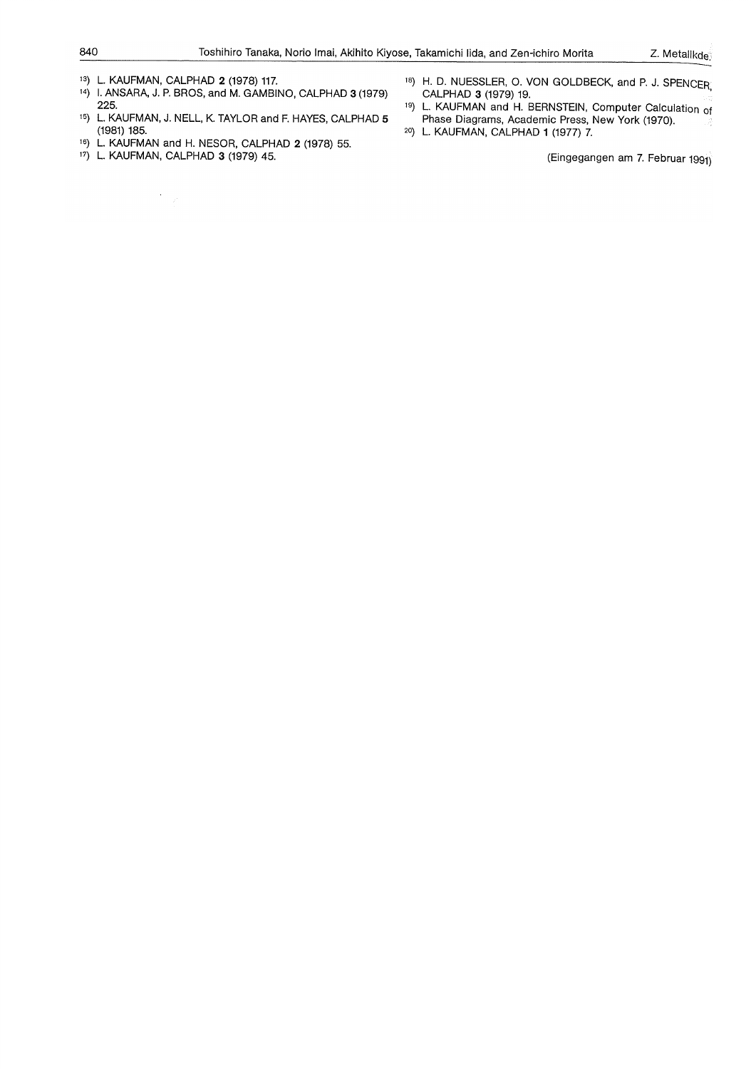[13] L. KAUFMAN, CALPHAD **2** (1978) 117.

[14] I. ANSARA, J. P. BROS, and M. GAMBINO, CALPHAD **3** (1979) 225.

[15] L. KAUFMAN, J. NELL, K. TAYLOR and F. HAYES, CALPHAD **5** (1981) 185.

[16] L. KAUFMAN and H. NESOR, CALPHAD **2** (1978) 55.

[17] L. KAUFMAN, CALPHAD **3** (1979) 45.

[18] H. D. NUESSLER, O. VON GOLDBECK, and P. J. SPENCER, CALPHAD **3** (1979) 19.

[19] L. KAUFMAN and H. BERNSTEIN, Computer Calculation of Phase Diagrams, Academic Press, New York (1970).

[20] L. KAUFMAN, CALPHAD **1** (1977) 7.

(Eingegangen am 7. Februar 1991)